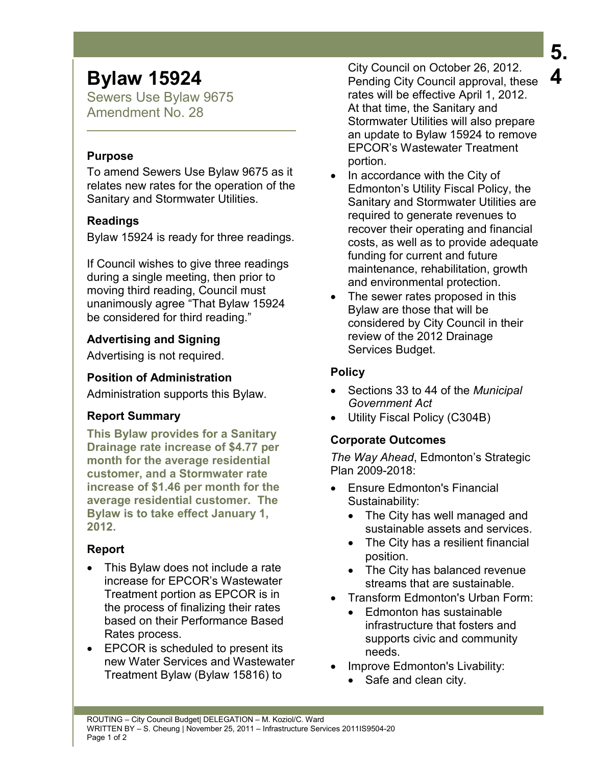# Bylaw 15924

Sewers Use Bylaw 9675
Amendment No. 28

### Purpose

To amend Sewers Use Bylaw 9675 as it relates new rates for the operation of the Sanitary and Stormwater Utilities.

### Readings

Bylaw 15924 is ready for three readings.

If Council wishes to give three readings during a single meeting, then prior to moving third reading, Council must unanimously agree "That Bylaw 15924 be considered for third reading."

### Advertising and Signing

Advertising is not required.

### Position of Administration

Administration supports this Bylaw.

### Report Summary

**This Bylaw provides for a Sanitary Drainage rate increase of $4.77 per month for the average residential customer, and a Stormwater rate increase of $1.46 per month for the average residential customer. The Bylaw is to take effect January 1, 2012.**

### Report

- This Bylaw does not include a rate increase for EPCOR's Wastewater Treatment portion as EPCOR is in the process of finalizing their rates based on their Performance Based Rates process.
- EPCOR is scheduled to present its new Water Services and Wastewater Treatment Bylaw (Bylaw 15816) to City Council on October 26, 2012. Pending City Council approval, these rates will be effective April 1, 2012. At that time, the Sanitary and Stormwater Utilities will also prepare an update to Bylaw 15924 to remove EPCOR's Wastewater Treatment portion.
- In accordance with the City of Edmonton's Utility Fiscal Policy, the Sanitary and Stormwater Utilities are required to generate revenues to recover their operating and financial costs, as well as to provide adequate funding for current and future maintenance, rehabilitation, growth and environmental protection.
- The sewer rates proposed in this Bylaw are those that will be considered by City Council in their review of the 2012 Drainage Services Budget.

### Policy

- Sections 33 to 44 of the *Municipal Government Act*
- Utility Fiscal Policy (C304B)

### Corporate Outcomes

*The Way Ahead*, Edmonton's Strategic Plan 2009-2018:

- Ensure Edmonton's Financial Sustainability:
  - The City has well managed and sustainable assets and services.
  - The City has a resilient financial position.
  - The City has balanced revenue streams that are sustainable.
- Transform Edmonton's Urban Form:
  - Edmonton has sustainable infrastructure that fosters and supports civic and community needs.
- Improve Edmonton's Livability:
  - Safe and clean city.

ROUTING – City Council Budget| DELEGATION – M. Koziol/C. Ward
WRITTEN BY – S. Cheung | November 25, 2011 – Infrastructure Services 2011IS9504-20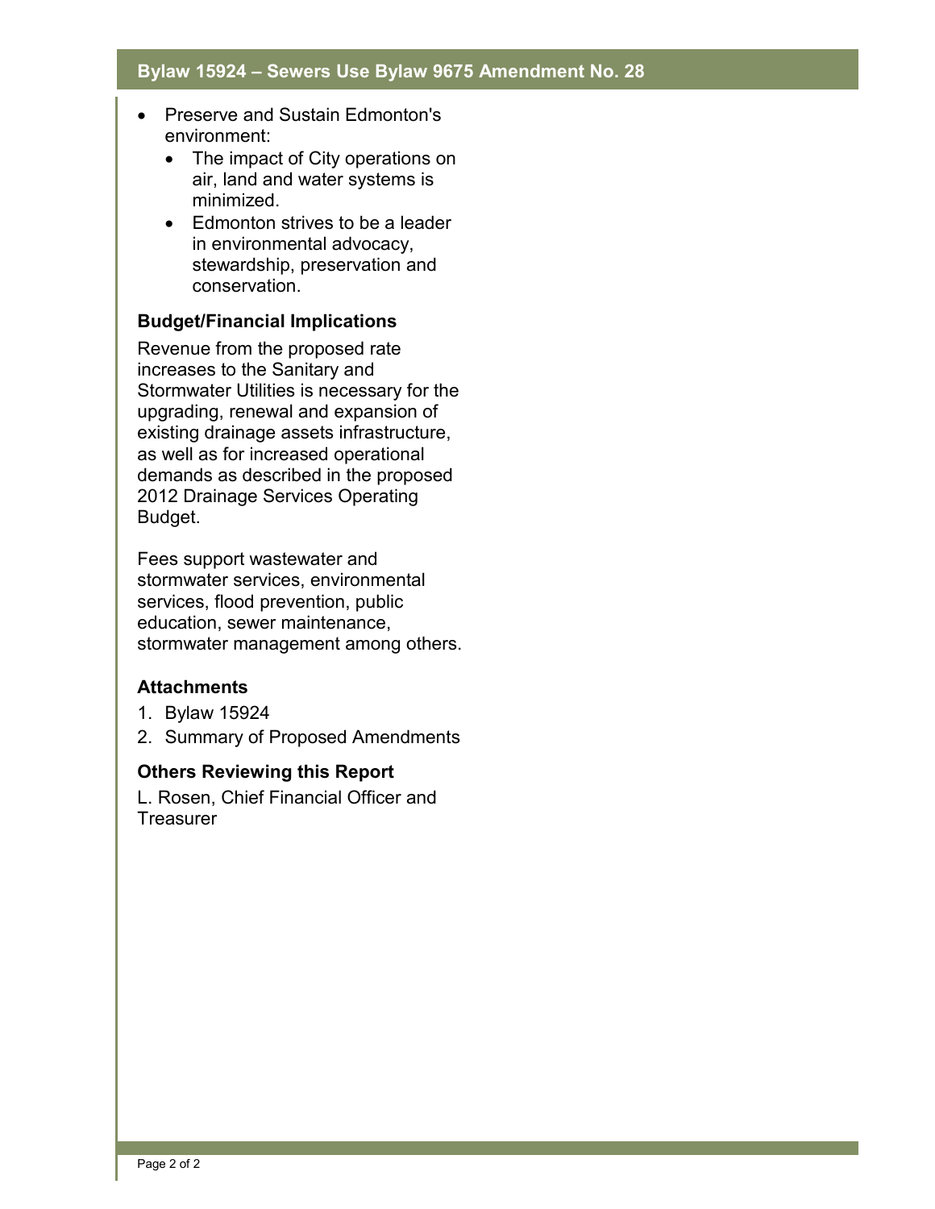- Preserve and Sustain Edmonton's environment:
  - The impact of City operations on air, land and water systems is minimized.
  - Edmonton strives to be a leader in environmental advocacy, stewardship, preservation and conservation.

### Budget/Financial Implications

Revenue from the proposed rate increases to the Sanitary and Stormwater Utilities is necessary for the upgrading, renewal and expansion of existing drainage assets infrastructure, as well as for increased operational demands as described in the proposed 2012 Drainage Services Operating Budget.

Fees support wastewater and stormwater services, environmental services, flood prevention, public education, sewer maintenance, stormwater management among others.

### Attachments

1. Bylaw 15924
2. Summary of Proposed Amendments

### Others Reviewing this Report

L. Rosen, Chief Financial Officer and Treasurer